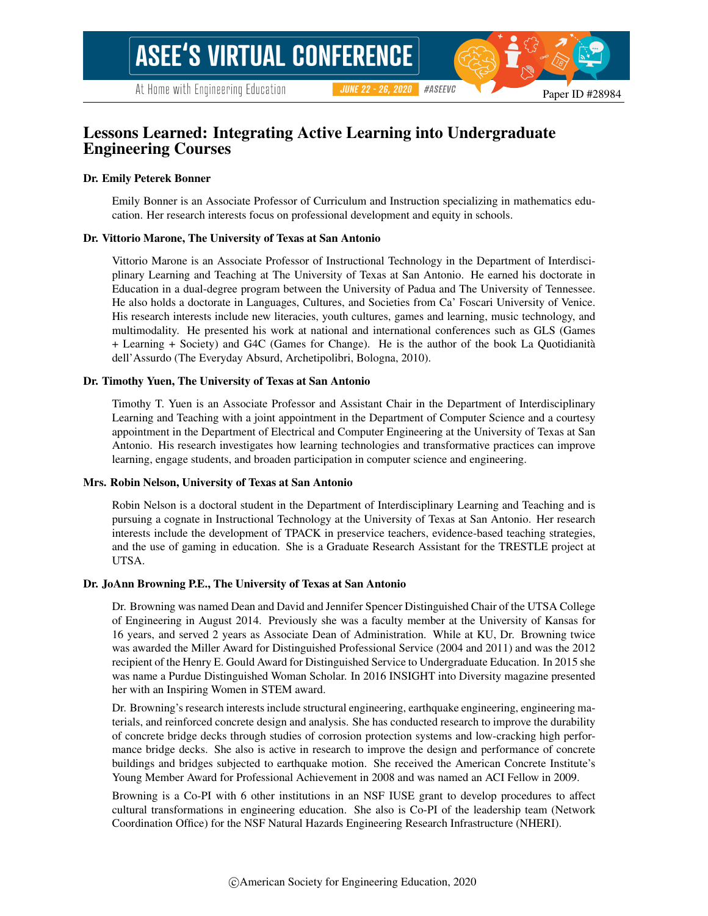Paper ID #28984

# Lessons Learned: Integrating Active Learning into Undergraduate Engineering Courses

### Dr. Emily Peterek Bonner

Emily Bonner is an Associate Professor of Curriculum and Instruction specializing in mathematics education. Her research interests focus on professional development and equity in schools.

### Dr. Vittorio Marone, The University of Texas at San Antonio

Vittorio Marone is an Associate Professor of Instructional Technology in the Department of Interdisciplinary Learning and Teaching at The University of Texas at San Antonio. He earned his doctorate in Education in a dual-degree program between the University of Padua and The University of Tennessee. He also holds a doctorate in Languages, Cultures, and Societies from Ca' Foscari University of Venice. His research interests include new literacies, youth cultures, games and learning, music technology, and multimodality. He presented his work at national and international conferences such as GLS (Games + Learning + Society) and G4C (Games for Change). He is the author of the book La Quotidianità dell'Assurdo (The Everyday Absurd, Archetipolibri, Bologna, 2010).

### Dr. Timothy Yuen, The University of Texas at San Antonio

Timothy T. Yuen is an Associate Professor and Assistant Chair in the Department of Interdisciplinary Learning and Teaching with a joint appointment in the Department of Computer Science and a courtesy appointment in the Department of Electrical and Computer Engineering at the University of Texas at San Antonio. His research investigates how learning technologies and transformative practices can improve learning, engage students, and broaden participation in computer science and engineering.

### Mrs. Robin Nelson, University of Texas at San Antonio

Robin Nelson is a doctoral student in the Department of Interdisciplinary Learning and Teaching and is pursuing a cognate in Instructional Technology at the University of Texas at San Antonio. Her research interests include the development of TPACK in preservice teachers, evidence-based teaching strategies, and the use of gaming in education. She is a Graduate Research Assistant for the TRESTLE project at UTSA.

### Dr. JoAnn Browning P.E., The University of Texas at San Antonio

Dr. Browning was named Dean and David and Jennifer Spencer Distinguished Chair of the UTSA College of Engineering in August 2014. Previously she was a faculty member at the University of Kansas for 16 years, and served 2 years as Associate Dean of Administration. While at KU, Dr. Browning twice was awarded the Miller Award for Distinguished Professional Service (2004 and 2011) and was the 2012 recipient of the Henry E. Gould Award for Distinguished Service to Undergraduate Education. In 2015 she was name a Purdue Distinguished Woman Scholar. In 2016 INSIGHT into Diversity magazine presented her with an Inspiring Women in STEM award.

Dr. Browning's research interests include structural engineering, earthquake engineering, engineering materials, and reinforced concrete design and analysis. She has conducted research to improve the durability of concrete bridge decks through studies of corrosion protection systems and low-cracking high performance bridge decks. She also is active in research to improve the design and performance of concrete buildings and bridges subjected to earthquake motion. She received the American Concrete Institute's Young Member Award for Professional Achievement in 2008 and was named an ACI Fellow in 2009.

Browning is a Co-PI with 6 other institutions in an NSF IUSE grant to develop procedures to affect cultural transformations in engineering education. She also is Co-PI of the leadership team (Network Coordination Office) for the NSF Natural Hazards Engineering Research Infrastructure (NHERI).

©American Society for Engineering Education, 2020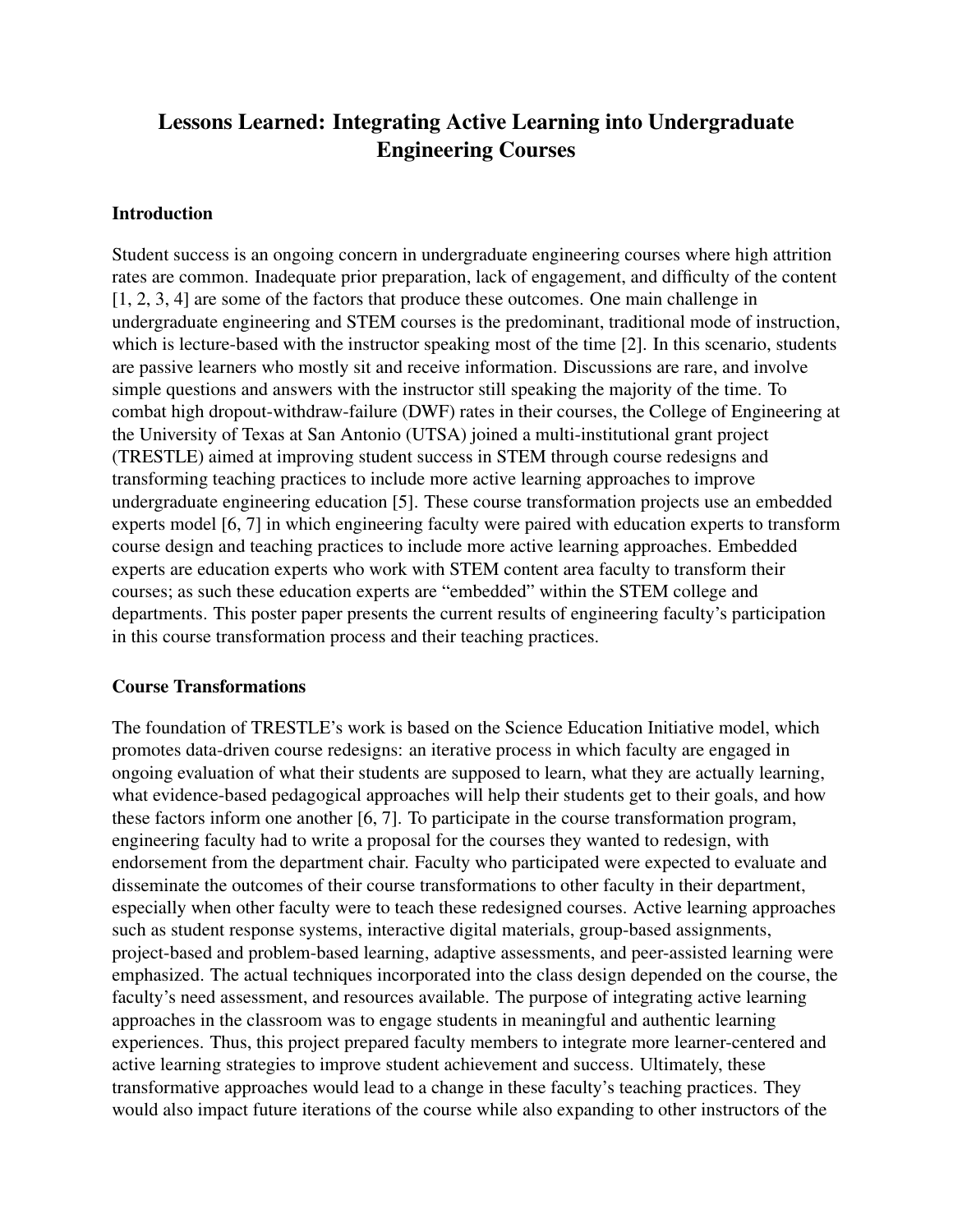# Lessons Learned: Integrating Active Learning into Undergraduate Engineering Courses

## Introduction

Student success is an ongoing concern in undergraduate engineering courses where high attrition rates are common. Inadequate prior preparation, lack of engagement, and difficulty of the content [1, 2, 3, 4] are some of the factors that produce these outcomes. One main challenge in undergraduate engineering and STEM courses is the predominant, traditional mode of instruction, which is lecture-based with the instructor speaking most of the time [2]. In this scenario, students are passive learners who mostly sit and receive information. Discussions are rare, and involve simple questions and answers with the instructor still speaking the majority of the time. To combat high dropout-withdraw-failure (DWF) rates in their courses, the College of Engineering at the University of Texas at San Antonio (UTSA) joined a multi-institutional grant project (TRESTLE) aimed at improving student success in STEM through course redesigns and transforming teaching practices to include more active learning approaches to improve undergraduate engineering education [5]. These course transformation projects use an embedded experts model [6, 7] in which engineering faculty were paired with education experts to transform course design and teaching practices to include more active learning approaches. Embedded experts are education experts who work with STEM content area faculty to transform their courses; as such these education experts are "embedded" within the STEM college and departments. This poster paper presents the current results of engineering faculty's participation in this course transformation process and their teaching practices.

## Course Transformations

The foundation of TRESTLE's work is based on the Science Education Initiative model, which promotes data-driven course redesigns: an iterative process in which faculty are engaged in ongoing evaluation of what their students are supposed to learn, what they are actually learning, what evidence-based pedagogical approaches will help their students get to their goals, and how these factors inform one another [6, 7]. To participate in the course transformation program, engineering faculty had to write a proposal for the courses they wanted to redesign, with endorsement from the department chair. Faculty who participated were expected to evaluate and disseminate the outcomes of their course transformations to other faculty in their department, especially when other faculty were to teach these redesigned courses. Active learning approaches such as student response systems, interactive digital materials, group-based assignments, project-based and problem-based learning, adaptive assessments, and peer-assisted learning were emphasized. The actual techniques incorporated into the class design depended on the course, the faculty's need assessment, and resources available. The purpose of integrating active learning approaches in the classroom was to engage students in meaningful and authentic learning experiences. Thus, this project prepared faculty members to integrate more learner-centered and active learning strategies to improve student achievement and success. Ultimately, these transformative approaches would lead to a change in these faculty's teaching practices. They would also impact future iterations of the course while also expanding to other instructors of the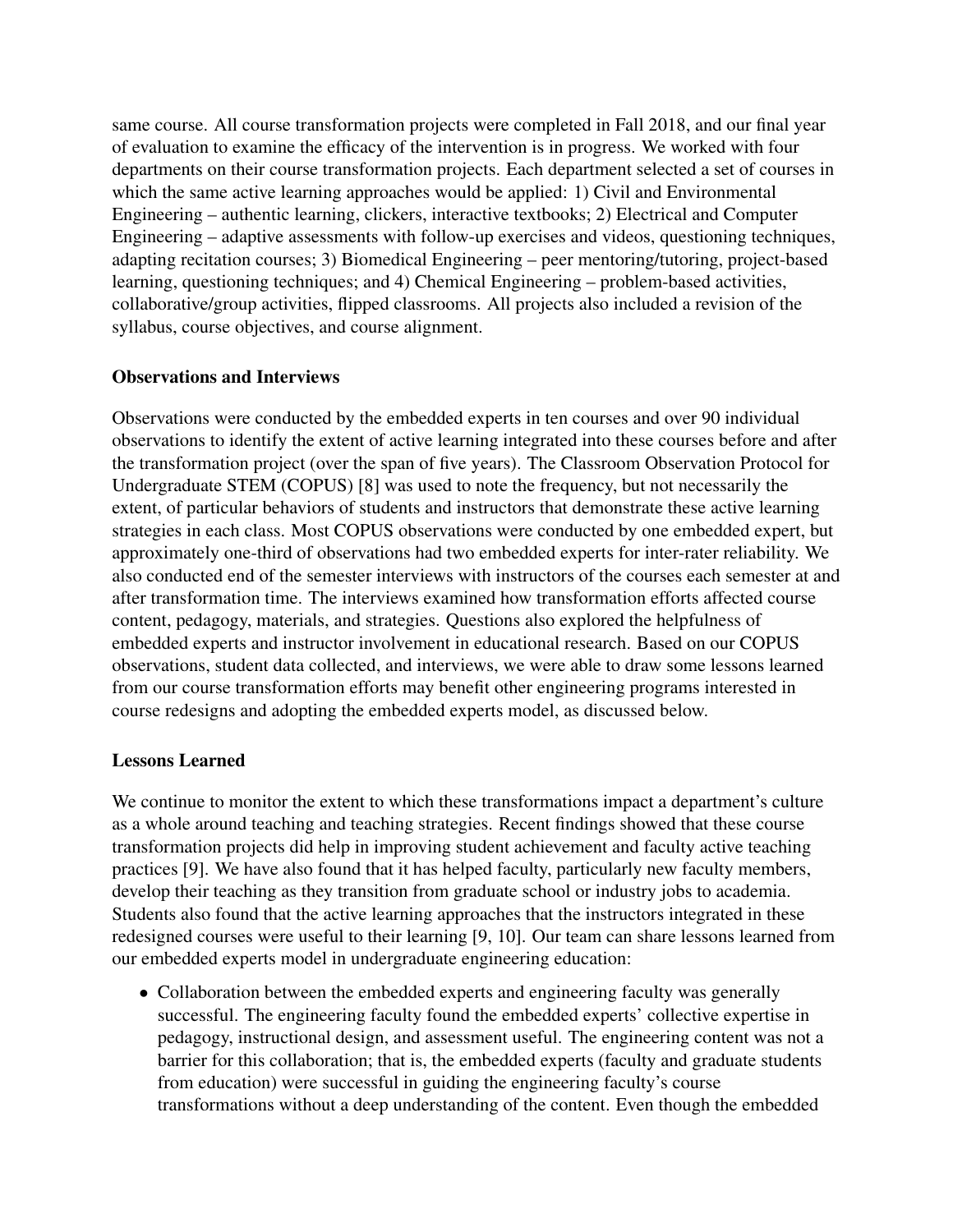same course. All course transformation projects were completed in Fall 2018, and our final year of evaluation to examine the efficacy of the intervention is in progress. We worked with four departments on their course transformation projects. Each department selected a set of courses in which the same active learning approaches would be applied: 1) Civil and Environmental Engineering – authentic learning, clickers, interactive textbooks; 2) Electrical and Computer Engineering – adaptive assessments with follow-up exercises and videos, questioning techniques, adapting recitation courses; 3) Biomedical Engineering – peer mentoring/tutoring, project-based learning, questioning techniques; and 4) Chemical Engineering – problem-based activities, collaborative/group activities, flipped classrooms. All projects also included a revision of the syllabus, course objectives, and course alignment.

## Observations and Interviews

Observations were conducted by the embedded experts in ten courses and over 90 individual observations to identify the extent of active learning integrated into these courses before and after the transformation project (over the span of five years). The Classroom Observation Protocol for Undergraduate STEM (COPUS) [8] was used to note the frequency, but not necessarily the extent, of particular behaviors of students and instructors that demonstrate these active learning strategies in each class. Most COPUS observations were conducted by one embedded expert, but approximately one-third of observations had two embedded experts for inter-rater reliability. We also conducted end of the semester interviews with instructors of the courses each semester at and after transformation time. The interviews examined how transformation efforts affected course content, pedagogy, materials, and strategies. Questions also explored the helpfulness of embedded experts and instructor involvement in educational research. Based on our COPUS observations, student data collected, and interviews, we were able to draw some lessons learned from our course transformation efforts may benefit other engineering programs interested in course redesigns and adopting the embedded experts model, as discussed below.

## Lessons Learned

We continue to monitor the extent to which these transformations impact a department's culture as a whole around teaching and teaching strategies. Recent findings showed that these course transformation projects did help in improving student achievement and faculty active teaching practices [9]. We have also found that it has helped faculty, particularly new faculty members, develop their teaching as they transition from graduate school or industry jobs to academia. Students also found that the active learning approaches that the instructors integrated in these redesigned courses were useful to their learning [9, 10]. Our team can share lessons learned from our embedded experts model in undergraduate engineering education:

- Collaboration between the embedded experts and engineering faculty was generally successful. The engineering faculty found the embedded experts' collective expertise in pedagogy, instructional design, and assessment useful. The engineering content was not a barrier for this collaboration; that is, the embedded experts (faculty and graduate students from education) were successful in guiding the engineering faculty's course transformations without a deep understanding of the content. Even though the embedded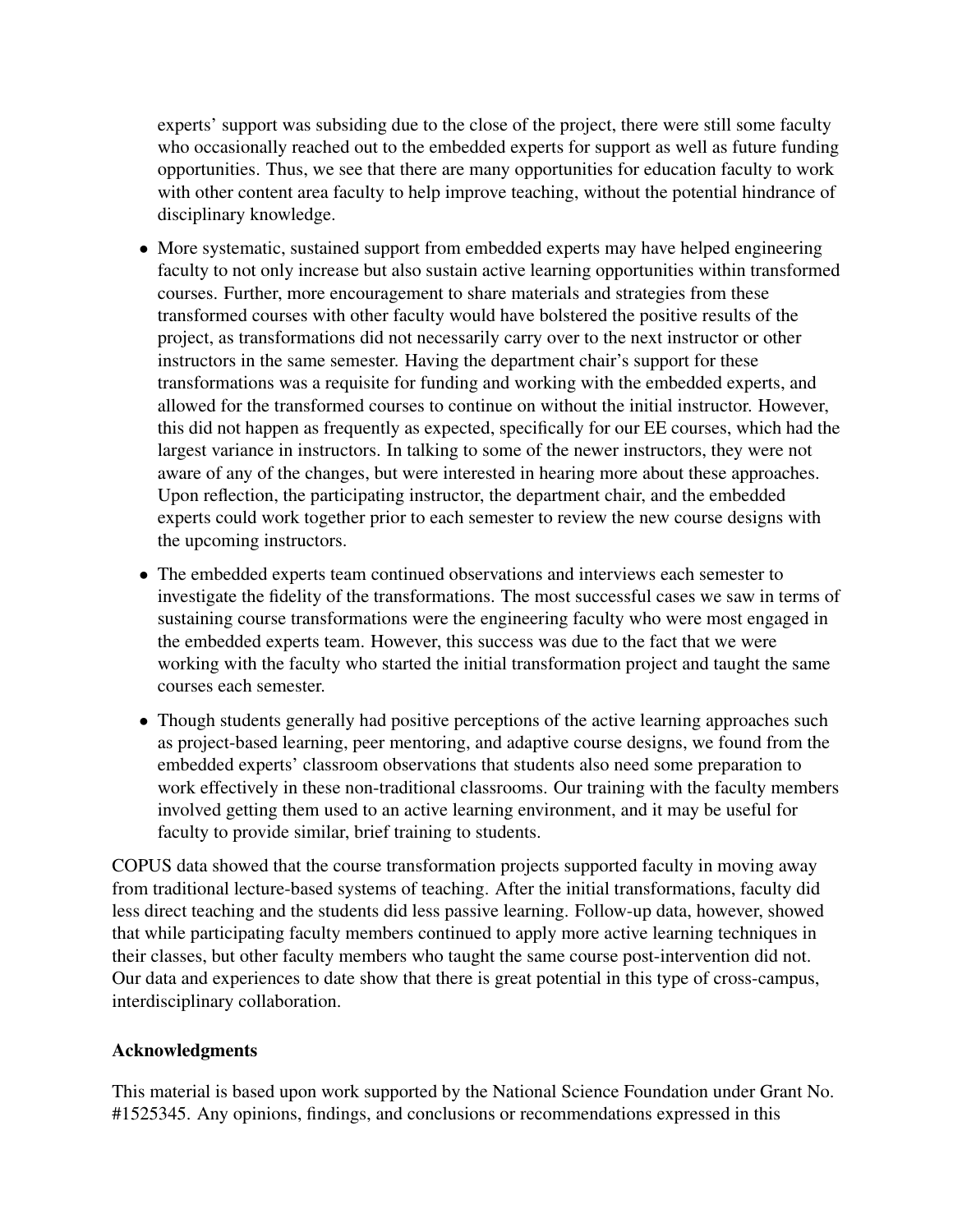experts' support was subsiding due to the close of the project, there were still some faculty who occasionally reached out to the embedded experts for support as well as future funding opportunities. Thus, we see that there are many opportunities for education faculty to work with other content area faculty to help improve teaching, without the potential hindrance of disciplinary knowledge.

- More systematic, sustained support from embedded experts may have helped engineering faculty to not only increase but also sustain active learning opportunities within transformed courses. Further, more encouragement to share materials and strategies from these transformed courses with other faculty would have bolstered the positive results of the project, as transformations did not necessarily carry over to the next instructor or other instructors in the same semester. Having the department chair's support for these transformations was a requisite for funding and working with the embedded experts, and allowed for the transformed courses to continue on without the initial instructor. However, this did not happen as frequently as expected, specifically for our EE courses, which had the largest variance in instructors. In talking to some of the newer instructors, they were not aware of any of the changes, but were interested in hearing more about these approaches. Upon reflection, the participating instructor, the department chair, and the embedded experts could work together prior to each semester to review the new course designs with the upcoming instructors.
- The embedded experts team continued observations and interviews each semester to investigate the fidelity of the transformations. The most successful cases we saw in terms of sustaining course transformations were the engineering faculty who were most engaged in the embedded experts team. However, this success was due to the fact that we were working with the faculty who started the initial transformation project and taught the same courses each semester.
- Though students generally had positive perceptions of the active learning approaches such as project-based learning, peer mentoring, and adaptive course designs, we found from the embedded experts' classroom observations that students also need some preparation to work effectively in these non-traditional classrooms. Our training with the faculty members involved getting them used to an active learning environment, and it may be useful for faculty to provide similar, brief training to students.

COPUS data showed that the course transformation projects supported faculty in moving away from traditional lecture-based systems of teaching. After the initial transformations, faculty did less direct teaching and the students did less passive learning. Follow-up data, however, showed that while participating faculty members continued to apply more active learning techniques in their classes, but other faculty members who taught the same course post-intervention did not. Our data and experiences to date show that there is great potential in this type of cross-campus, interdisciplinary collaboration.

**Acknowledgments**

This material is based upon work supported by the National Science Foundation under Grant No. #1525345. Any opinions, findings, and conclusions or recommendations expressed in this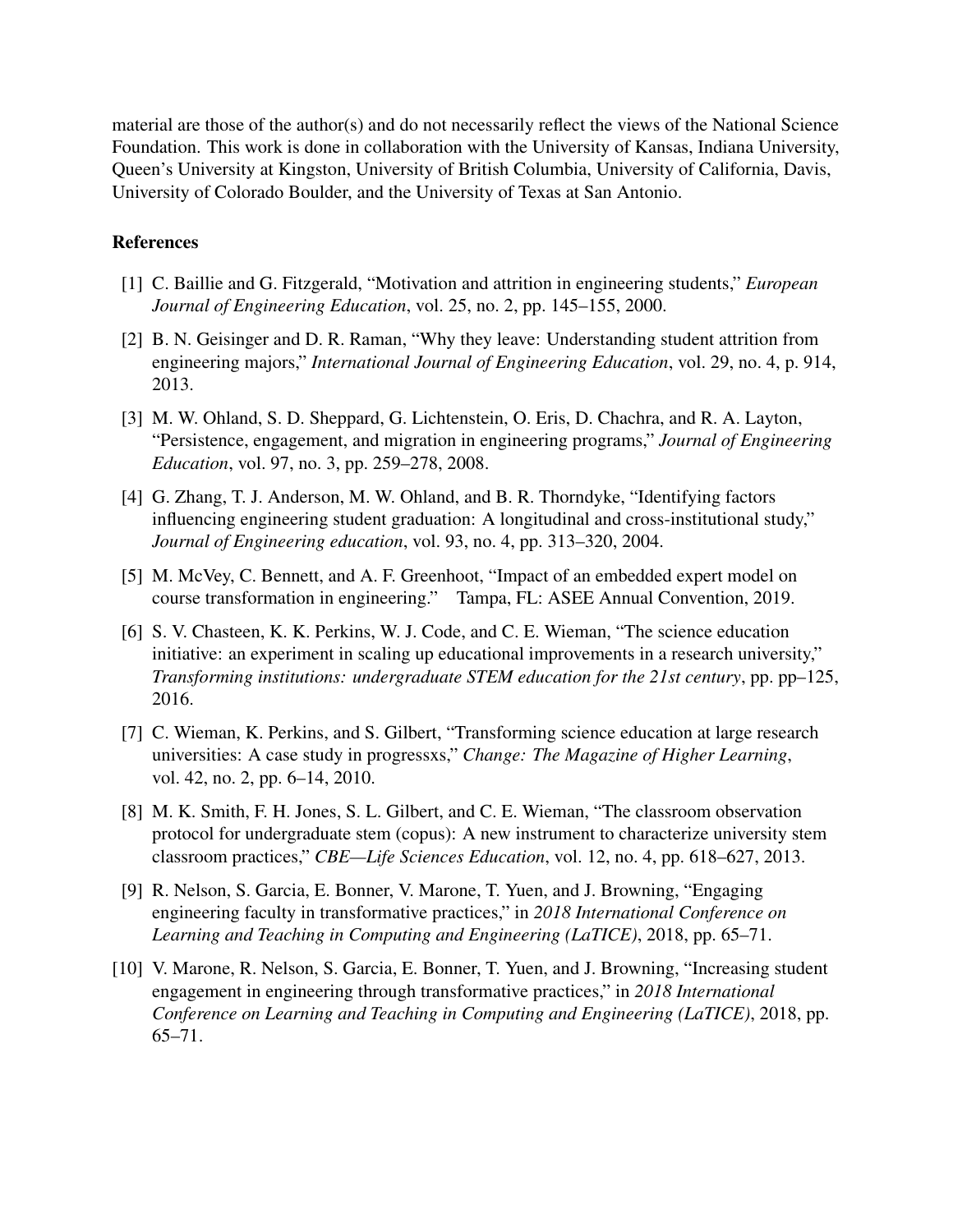material are those of the author(s) and do not necessarily reflect the views of the National Science Foundation. This work is done in collaboration with the University of Kansas, Indiana University, Queen's University at Kingston, University of British Columbia, University of California, Davis, University of Colorado Boulder, and the University of Texas at San Antonio.

## References

[1] C. Baillie and G. Fitzgerald, "Motivation and attrition in engineering students," *European Journal of Engineering Education*, vol. 25, no. 2, pp. 145–155, 2000.

[2] B. N. Geisinger and D. R. Raman, "Why they leave: Understanding student attrition from engineering majors," *International Journal of Engineering Education*, vol. 29, no. 4, p. 914, 2013.

[3] M. W. Ohland, S. D. Sheppard, G. Lichtenstein, O. Eris, D. Chachra, and R. A. Layton, "Persistence, engagement, and migration in engineering programs," *Journal of Engineering Education*, vol. 97, no. 3, pp. 259–278, 2008.

[4] G. Zhang, T. J. Anderson, M. W. Ohland, and B. R. Thorndyke, "Identifying factors influencing engineering student graduation: A longitudinal and cross-institutional study," *Journal of Engineering education*, vol. 93, no. 4, pp. 313–320, 2004.

[5] M. McVey, C. Bennett, and A. F. Greenhoot, "Impact of an embedded expert model on course transformation in engineering." Tampa, FL: ASEE Annual Convention, 2019.

[6] S. V. Chasteen, K. K. Perkins, W. J. Code, and C. E. Wieman, "The science education initiative: an experiment in scaling up educational improvements in a research university," *Transforming institutions: undergraduate STEM education for the 21st century*, pp. pp–125, 2016.

[7] C. Wieman, K. Perkins, and S. Gilbert, "Transforming science education at large research universities: A case study in progressxs," *Change: The Magazine of Higher Learning*, vol. 42, no. 2, pp. 6–14, 2010.

[8] M. K. Smith, F. H. Jones, S. L. Gilbert, and C. E. Wieman, "The classroom observation protocol for undergraduate stem (copus): A new instrument to characterize university stem classroom practices," *CBE—Life Sciences Education*, vol. 12, no. 4, pp. 618–627, 2013.

[9] R. Nelson, S. Garcia, E. Bonner, V. Marone, T. Yuen, and J. Browning, "Engaging engineering faculty in transformative practices," in *2018 International Conference on Learning and Teaching in Computing and Engineering (LaTICE)*, 2018, pp. 65–71.

[10] V. Marone, R. Nelson, S. Garcia, E. Bonner, T. Yuen, and J. Browning, "Increasing student engagement in engineering through transformative practices," in *2018 International Conference on Learning and Teaching in Computing and Engineering (LaTICE)*, 2018, pp. 65–71.